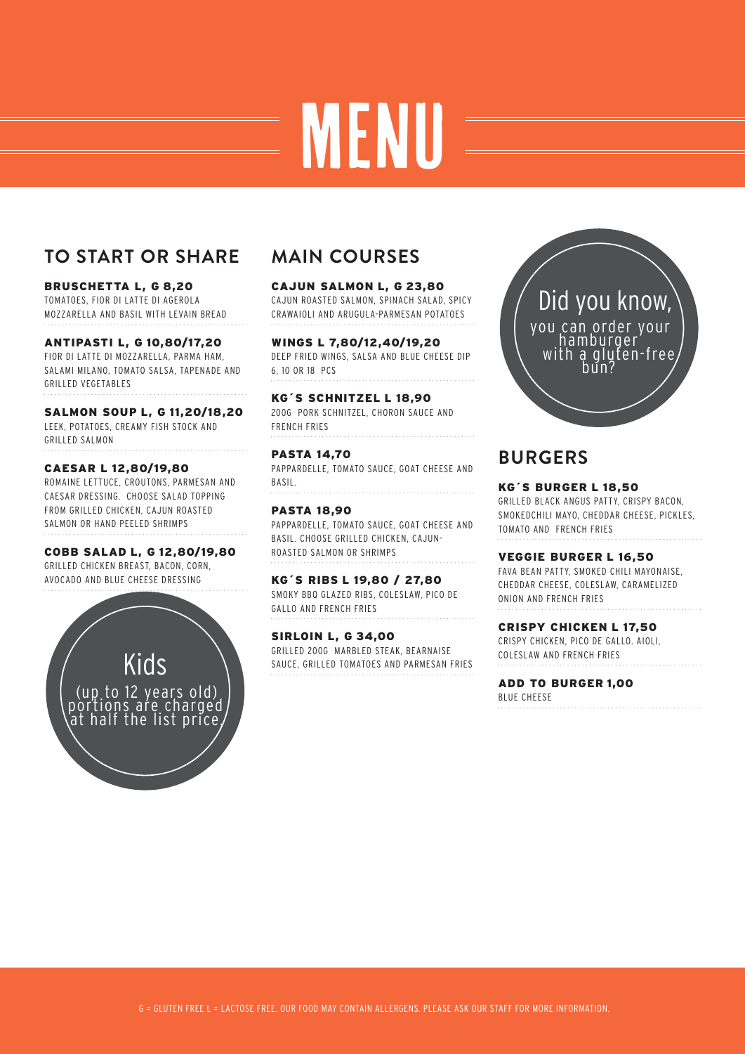# MENU

## TO START OR SHARE

**BRUSCHETTA L, G 8,20**
TOMATOES, FIOR DI LATTE DI AGEROLA MOZZARELLA AND BASIL WITH LEVAIN BREAD

**ANTIPASTI L, G 10,80/17,20**
FIOR DI LATTE DI MOZZARELLA, PARMA HAM, SALAMI MILANO, TOMATO SALSA, TAPENADE AND GRILLED VEGETABLES

**SALMON SOUP L, G 11,20/18,20**
LEEK, POTATOES, CREAMY FISH STOCK AND GRILLED SALMON

**CAESAR L 12,80/19,80**
ROMAINE LETTUCE, CROUTONS, PARMESAN AND CAESAR DRESSING. CHOOSE SALAD TOPPING FROM GRILLED CHICKEN, CAJUN ROASTED SALMON OR HAND PEELED SHRIMPS

**COBB SALAD L, G 12,80/19,80**
GRILLED CHICKEN BREAST, BACON, CORN, AVOCADO AND BLUE CHEESE DRESSING

Kids
(up to 12 years old) portions are charged at half the list price.

## MAIN COURSES

**CAJUN SALMON L, G 23,80**
CAJUN ROASTED SALMON, SPINACH SALAD, SPICY CRAWAIOLI AND ARUGULA-PARMESAN POTATOES

**WINGS L 7,80/12,40/19,20**
DEEP FRIED WINGS, SALSA AND BLUE CHEESE DIP 6, 10 OR 18 PCS

**KG´S SCHNITZEL L 18,90**
200G PORK SCHNITZEL, CHORON SAUCE AND FRENCH FRIES

**PASTA 14,70**
PAPPARDELLE, TOMATO SAUCE, GOAT CHEESE AND BASIL.

**PASTA 18,90**
PAPPARDELLE, TOMATO SAUCE, GOAT CHEESE AND BASIL. CHOOSE GRILLED CHICKEN, CAJUN-ROASTED SALMON OR SHRIMPS

**KG´S RIBS L 19,80 / 27,80**
SMOKY BBQ GLAZED RIBS, COLESLAW, PICO DE GALLO AND FRENCH FRIES

**SIRLOIN L, G 34,00**
GRILLED 200G MARBLED STEAK, BEARNAISE SAUCE, GRILLED TOMATOES AND PARMESAN FRIES

Did you know,
you can order your hamburger with a gluten-free bun?

## BURGERS

**KG´S BURGER L 18,50**
GRILLED BLACK ANGUS PATTY, CRISPY BACON, SMOKEDCHILI MAYO, CHEDDAR CHEESE, PICKLES, TOMATO AND FRENCH FRIES

**VEGGIE BURGER L 16,50**
FAVA BEAN PATTY, SMOKED CHILI MAYONAISE, CHEDDAR CHEESE, COLESLAW, CARAMELIZED ONION AND FRENCH FRIES

**CRISPY CHICKEN L 17,50**
CRISPY CHICKEN, PICO DE GALLO. AIOLI, COLESLAW AND FRENCH FRIES

**ADD TO BURGER 1,00**
BLUE CHEESE

G = GLUTEN FREE L = LACTOSE FREE. OUR FOOD MAY CONTAIN ALLERGENS. PLEASE ASK OUR STAFF FOR MORE INFORMATION.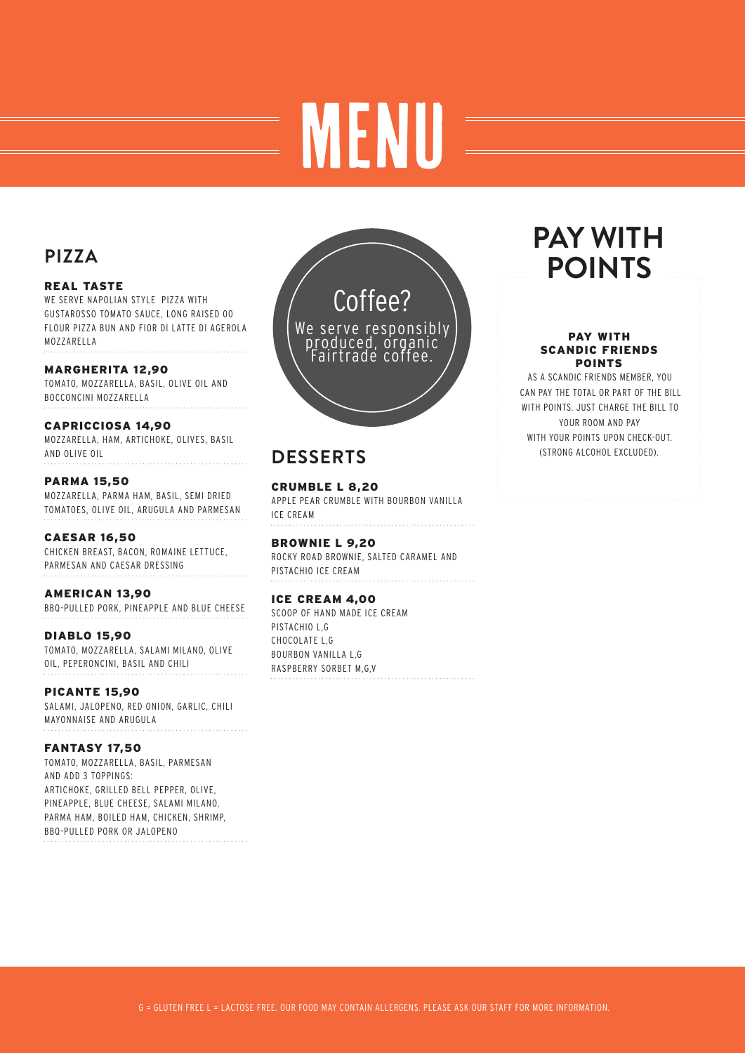# MENU

## PIZZA

### REAL TASTE

WE SERVE NAPOLIAN STYLE PIZZA WITH GUSTAROSSO TOMATO SAUCE, LONG RAISED 00 FLOUR PIZZA BUN AND FIOR DI LATTE DI AGEROLA MOZZARELLA

### MARGHERITA 12,90

TOMATO, MOZZARELLA, BASIL, OLIVE OIL AND BOCCONCINI MOZZARELLA

### CAPRICCIOSA 14,90

MOZZARELLA, HAM, ARTICHOKE, OLIVES, BASIL AND OLIVE OIL

### PARMA 15,50

MOZZARELLA, PARMA HAM, BASIL, SEMI DRIED TOMATOES, OLIVE OIL, ARUGULA AND PARMESAN

### CAESAR 16,50

CHICKEN BREAST, BACON, ROMAINE LETTUCE, PARMESAN AND CAESAR DRESSING

### AMERICAN 13,90

BBQ-PULLED PORK, PINEAPPLE AND BLUE CHEESE

### DIABLO 15,90

TOMATO, MOZZARELLA, SALAMI MILANO, OLIVE OIL, PEPERONCINI, BASIL AND CHILI

### PICANTE 15,90

SALAMI, JALOPENO, RED ONION, GARLIC, CHILI MAYONNAISE AND ARUGULA

### FANTASY 17,50

TOMATO, MOZZARELLA, BASIL, PARMESAN AND ADD 3 TOPPINGS:
ARTICHOKE, GRILLED BELL PEPPER, OLIVE, PINEAPPLE, BLUE CHEESE, SALAMI MILANO, PARMA HAM, BOILED HAM, CHICKEN, SHRIMP, BBQ-PULLED PORK OR JALOPENO

## Coffee?

We serve responsibly produced, organic Fairtrade coffee.

## DESSERTS

### CRUMBLE L 8,20

APPLE PEAR CRUMBLE WITH BOURBON VANILLA ICE CREAM

### BROWNIE L 9,20

ROCKY ROAD BROWNIE, SALTED CARAMEL AND PISTACHIO ICE CREAM

### ICE CREAM 4,00

SCOOP OF HAND MADE ICE CREAM
PISTACHIO L,G
CHOCOLATE L,G
BOURBON VANILLA L,G
RASPBERRY SORBET M,G,V

## PAY WITH POINTS

### PAY WITH SCANDIC FRIENDS POINTS

AS A SCANDIC FRIENDS MEMBER, YOU CAN PAY THE TOTAL OR PART OF THE BILL WITH POINTS. JUST CHARGE THE BILL TO YOUR ROOM AND PAY WITH YOUR POINTS UPON CHECK-OUT. (STRONG ALCOHOL EXCLUDED).

G = GLUTEN FREE L = LACTOSE FREE. OUR FOOD MAY CONTAIN ALLERGENS. PLEASE ASK OUR STAFF FOR MORE INFORMATION.